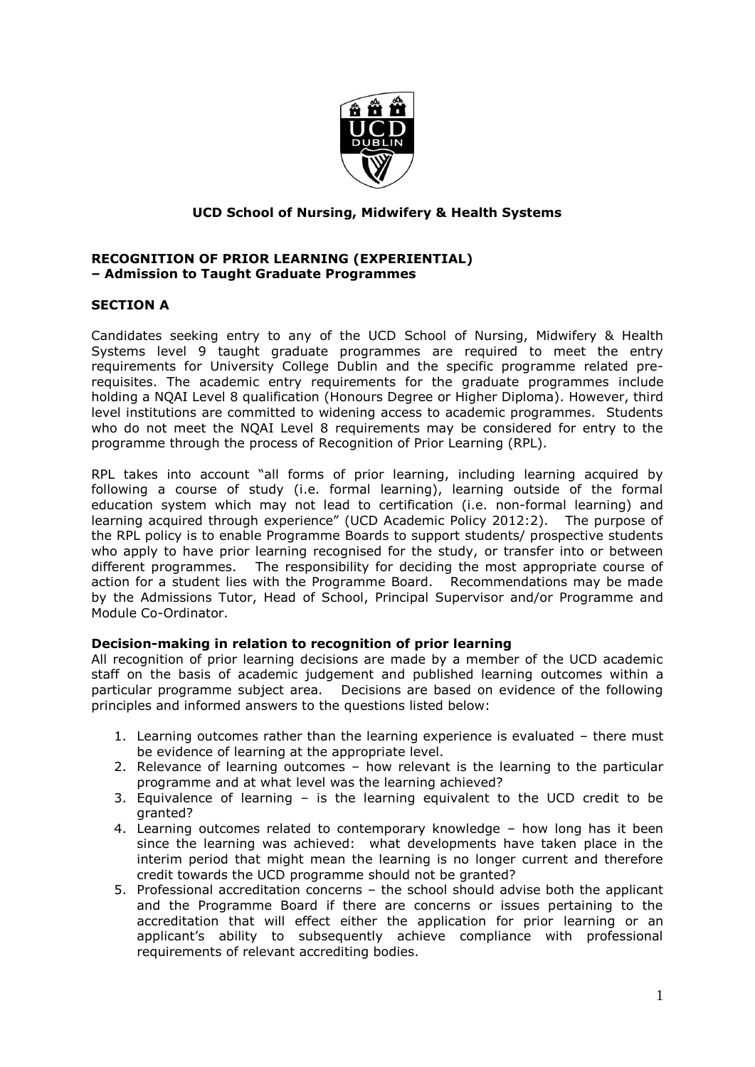## UCD School of Nursing, Midwifery & Health Systems

### RECOGNITION OF PRIOR LEARNING (EXPERIENTIAL) – Admission to Taught Graduate Programmes

### SECTION A

Candidates seeking entry to any of the UCD School of Nursing, Midwifery & Health Systems level 9 taught graduate programmes are required to meet the entry requirements for University College Dublin and the specific programme related pre-requisites. The academic entry requirements for the graduate programmes include holding a NQAI Level 8 qualification (Honours Degree or Higher Diploma). However, third level institutions are committed to widening access to academic programmes. Students who do not meet the NQAI Level 8 requirements may be considered for entry to the programme through the process of Recognition of Prior Learning (RPL).

RPL takes into account "all forms of prior learning, including learning acquired by following a course of study (i.e. formal learning), learning outside of the formal education system which may not lead to certification (i.e. non-formal learning) and learning acquired through experience" (UCD Academic Policy 2012:2). The purpose of the RPL policy is to enable Programme Boards to support students/ prospective students who apply to have prior learning recognised for the study, or transfer into or between different programmes. The responsibility for deciding the most appropriate course of action for a student lies with the Programme Board. Recommendations may be made by the Admissions Tutor, Head of School, Principal Supervisor and/or Programme and Module Co-Ordinator.

**Decision-making in relation to recognition of prior learning**

All recognition of prior learning decisions are made by a member of the UCD academic staff on the basis of academic judgement and published learning outcomes within a particular programme subject area. Decisions are based on evidence of the following principles and informed answers to the questions listed below:

1. Learning outcomes rather than the learning experience is evaluated – there must be evidence of learning at the appropriate level.
2. Relevance of learning outcomes – how relevant is the learning to the particular programme and at what level was the learning achieved?
3. Equivalence of learning – is the learning equivalent to the UCD credit to be granted?
4. Learning outcomes related to contemporary knowledge – how long has it been since the learning was achieved: what developments have taken place in the interim period that might mean the learning is no longer current and therefore credit towards the UCD programme should not be granted?
5. Professional accreditation concerns – the school should advise both the applicant and the Programme Board if there are concerns or issues pertaining to the accreditation that will effect either the application for prior learning or an applicant's ability to subsequently achieve compliance with professional requirements of relevant accrediting bodies.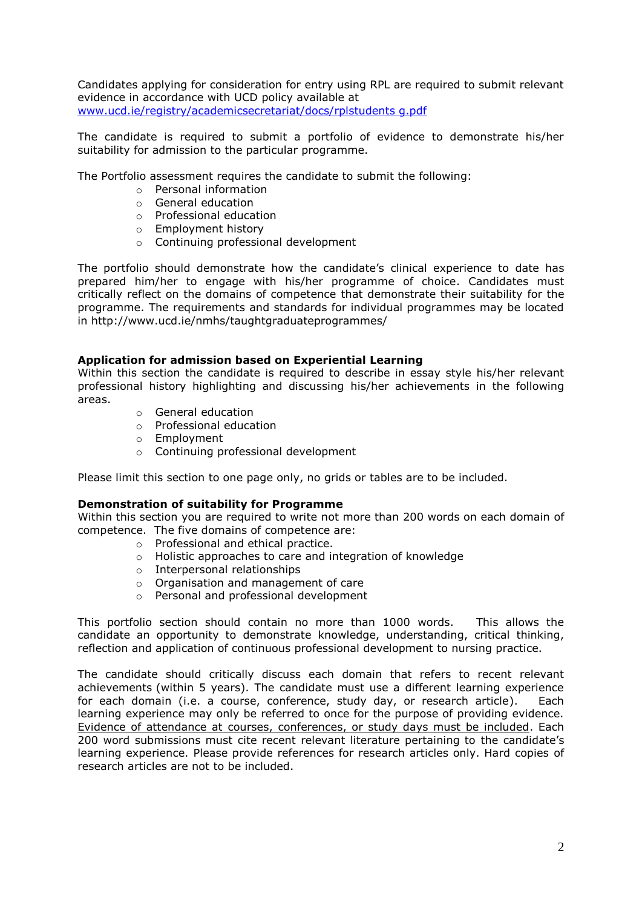Candidates applying for consideration for entry using RPL are required to submit relevant evidence in accordance with UCD policy available at [www.ucd.ie/registry/academicsecretariat/docs/rplstudents g.pdf](www.ucd.ie/registry/academicsecretariat/docs/rplstudents_g.pdf)

The candidate is required to submit a portfolio of evidence to demonstrate his/her suitability for admission to the particular programme.

The Portfolio assessment requires the candidate to submit the following:

- Personal information
- General education
- Professional education
- Employment history
- Continuing professional development

The portfolio should demonstrate how the candidate's clinical experience to date has prepared him/her to engage with his/her programme of choice. Candidates must critically reflect on the domains of competence that demonstrate their suitability for the programme. The requirements and standards for individual programmes may be located in http://www.ucd.ie/nmhs/taughtgraduateprogrammes/

**Application for admission based on Experiential Learning**

Within this section the candidate is required to describe in essay style his/her relevant professional history highlighting and discussing his/her achievements in the following areas.

- General education
- Professional education
- Employment
- Continuing professional development

Please limit this section to one page only, no grids or tables are to be included.

**Demonstration of suitability for Programme**

Within this section you are required to write not more than 200 words on each domain of competence. The five domains of competence are:

- Professional and ethical practice.
- Holistic approaches to care and integration of knowledge
- Interpersonal relationships
- Organisation and management of care
- Personal and professional development

This portfolio section should contain no more than 1000 words. This allows the candidate an opportunity to demonstrate knowledge, understanding, critical thinking, reflection and application of continuous professional development to nursing practice.

The candidate should critically discuss each domain that refers to recent relevant achievements (within 5 years). The candidate must use a different learning experience for each domain (i.e. a course, conference, study day, or research article). Each learning experience may only be referred to once for the purpose of providing evidence. Evidence of attendance at courses, conferences, or study days must be included. Each 200 word submissions must cite recent relevant literature pertaining to the candidate's learning experience. Please provide references for research articles only. Hard copies of research articles are not to be included.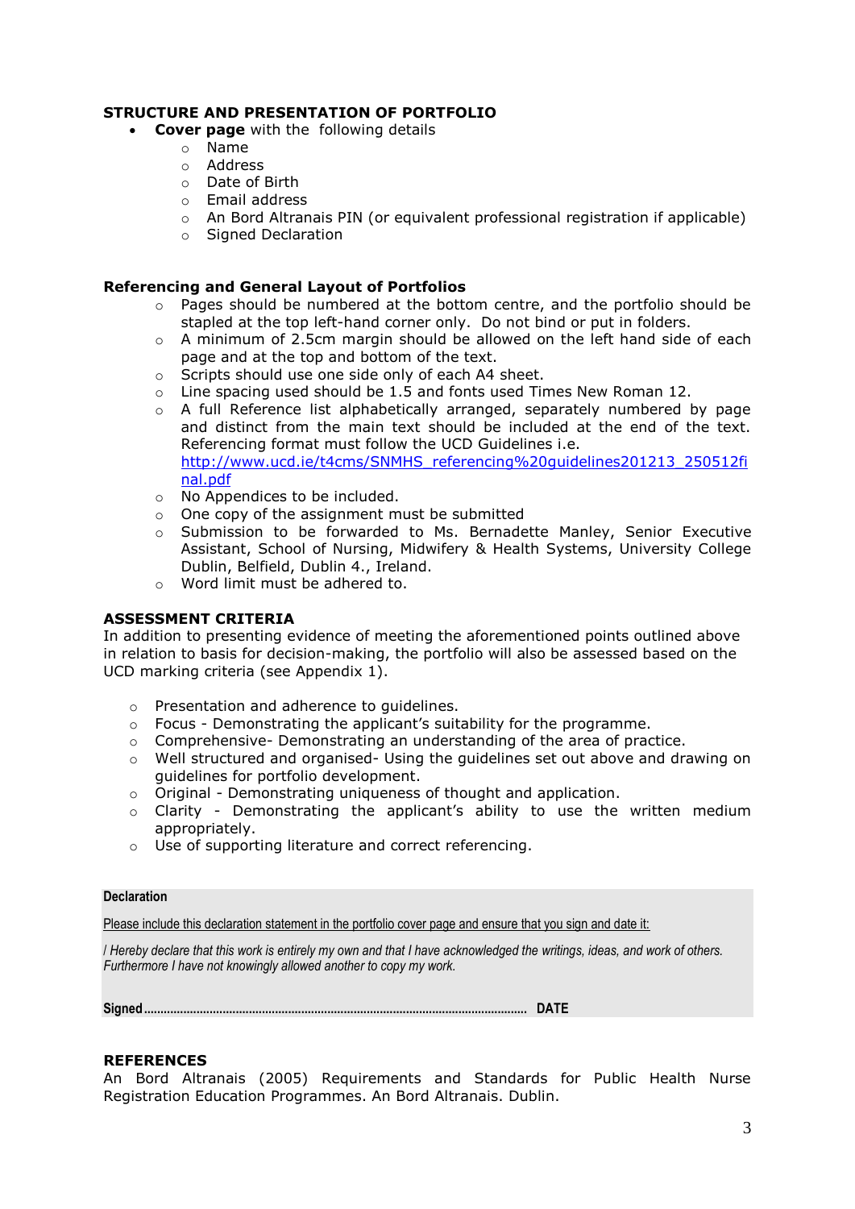## STRUCTURE AND PRESENTATION OF PORTFOLIO

- **Cover page** with the following details
  - Name
  - Address
  - Date of Birth
  - Email address
  - An Bord Altranais PIN (or equivalent professional registration if applicable)
  - Signed Declaration

### Referencing and General Layout of Portfolios

- Pages should be numbered at the bottom centre, and the portfolio should be stapled at the top left-hand corner only. Do not bind or put in folders.
- A minimum of 2.5cm margin should be allowed on the left hand side of each page and at the top and bottom of the text.
- Scripts should use one side only of each A4 sheet.
- Line spacing used should be 1.5 and fonts used Times New Roman 12.
- A full Reference list alphabetically arranged, separately numbered by page and distinct from the main text should be included at the end of the text. Referencing format must follow the UCD Guidelines i.e. [http://www.ucd.ie/t4cms/SNMHS_referencing%20guidelines201213_250512final.pdf](http://www.ucd.ie/t4cms/SNMHS_referencing%20guidelines201213_250512final.pdf)
- No Appendices to be included.
- One copy of the assignment must be submitted
- Submission to be forwarded to Ms. Bernadette Manley, Senior Executive Assistant, School of Nursing, Midwifery & Health Systems, University College Dublin, Belfield, Dublin 4., Ireland.
- Word limit must be adhered to.

### ASSESSMENT CRITERIA

In addition to presenting evidence of meeting the aforementioned points outlined above in relation to basis for decision-making, the portfolio will also be assessed based on the UCD marking criteria (see Appendix 1).

- Presentation and adherence to guidelines.
- Focus - Demonstrating the applicant's suitability for the programme.
- Comprehensive- Demonstrating an understanding of the area of practice.
- Well structured and organised- Using the guidelines set out above and drawing on guidelines for portfolio development.
- Original - Demonstrating uniqueness of thought and application.
- Clarity - Demonstrating the applicant's ability to use the written medium appropriately.
- Use of supporting literature and correct referencing.

**Declaration**

Please include this declaration statement in the portfolio cover page and ensure that you sign and date it:

*I Hereby declare that this work is entirely my own and that I have acknowledged the writings, ideas, and work of others. Furthermore I have not knowingly allowed another to copy my work.*

**Signed**.................................................................................................................. **DATE**

### REFERENCES

An Bord Altranais (2005) Requirements and Standards for Public Health Nurse Registration Education Programmes. An Bord Altranais. Dublin.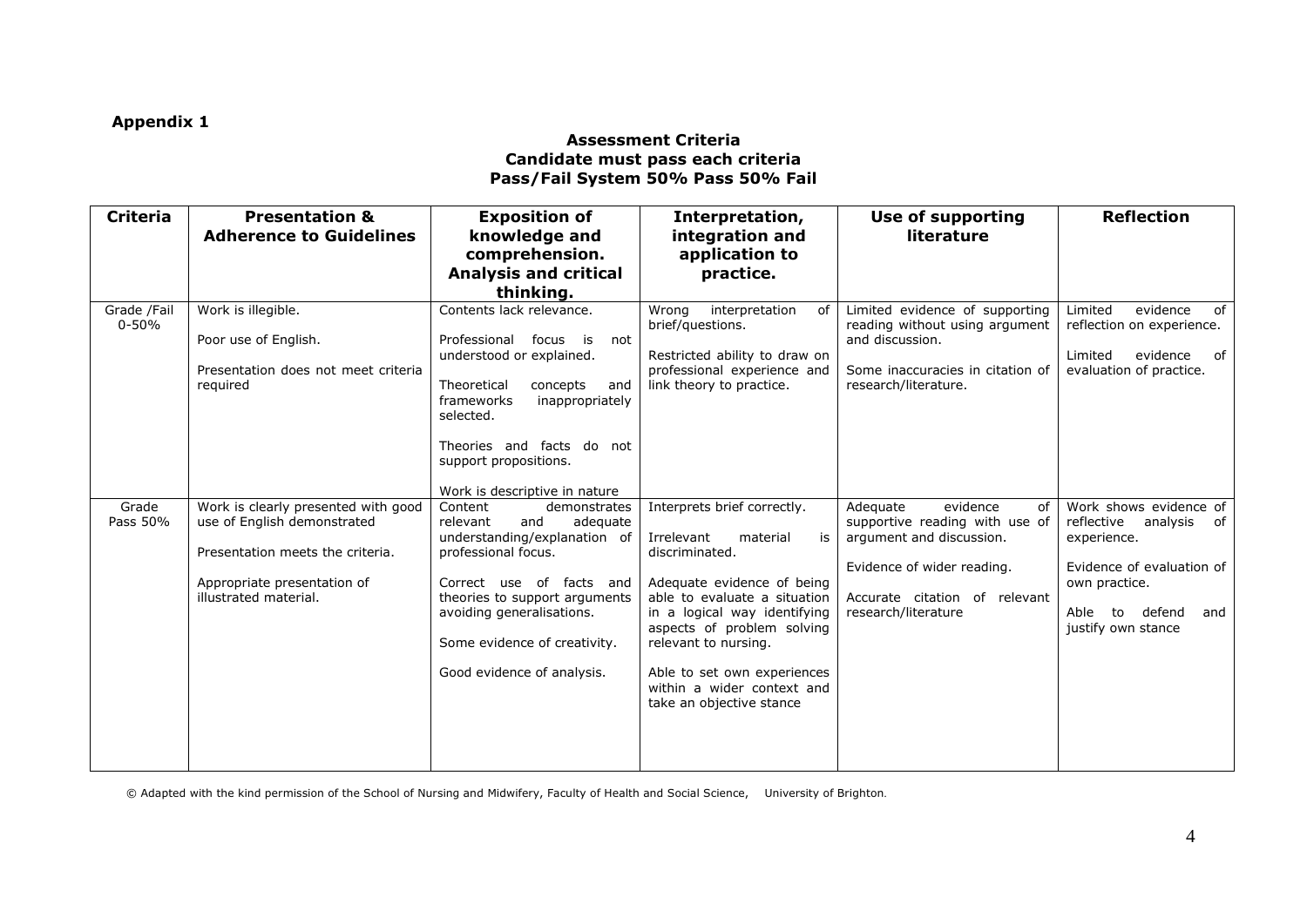**Appendix 1**

**Assessment Criteria**
**Candidate must pass each criteria**
**Pass/Fail System 50% Pass 50% Fail**

| Criteria | Presentation & Adherence to Guidelines | Exposition of knowledge and comprehension. Analysis and critical thinking. | Interpretation, integration and application to practice. | Use of supporting literature | Reflection |
|---|---|---|---|---|---|
| Grade /Fail 0-50% | Work is illegible.<br><br>Poor use of English.<br><br>Presentation does not meet criteria required | Contents lack relevance.<br><br>Professional focus is not understood or explained.<br><br>Theoretical concepts and frameworks inappropriately selected.<br><br>Theories and facts do not support propositions.<br><br>Work is descriptive in nature | Wrong interpretation of brief/questions.<br><br>Restricted ability to draw on professional experience and link theory to practice. | Limited evidence of supporting reading without using argument and discussion.<br><br>Some inaccuracies in citation of research/literature. | Limited evidence of reflection on experience.<br><br>Limited evidence of evaluation of practice. |
| Grade Pass 50% | Work is clearly presented with good use of English demonstrated<br><br>Presentation meets the criteria.<br><br>Appropriate presentation of illustrated material. | Content demonstrates relevant and adequate understanding/explanation of professional focus.<br><br>Correct use of facts and theories to support arguments avoiding generalisations.<br><br>Some evidence of creativity.<br><br>Good evidence of analysis. | Interprets brief correctly.<br><br>Irrelevant material is discriminated.<br><br>Adequate evidence of being able to evaluate a situation in a logical way identifying aspects of problem solving relevant to nursing.<br><br>Able to set own experiences within a wider context and take an objective stance | Adequate evidence of supportive reading with use of argument and discussion.<br><br>Evidence of wider reading.<br><br>Accurate citation of relevant research/literature | Work shows evidence of reflective analysis of experience.<br><br>Evidence of evaluation of own practice.<br><br>Able to defend and justify own stance |

© Adapted with the kind permission of the School of Nursing and Midwifery, Faculty of Health and Social Science, University of Brighton.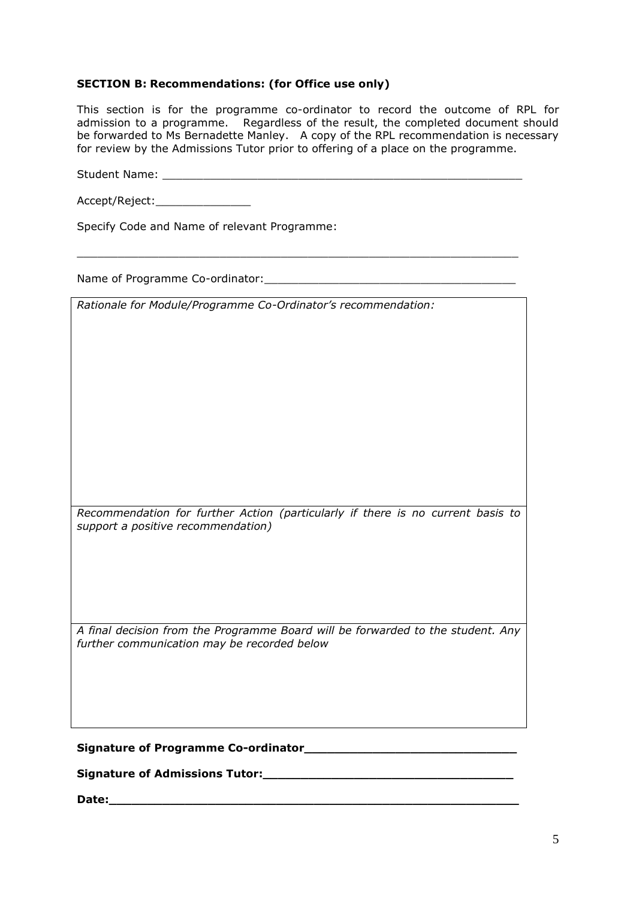**SECTION B: Recommendations: (for Office use only)**

This section is for the programme co-ordinator to record the outcome of RPL for admission to a programme. Regardless of the result, the completed document should be forwarded to Ms Bernadette Manley. A copy of the RPL recommendation is necessary for review by the Admissions Tutor prior to offering of a place on the programme.

Student Name: _______________________________________________________

Accept/Reject:______________

Specify Code and Name of relevant Programme:

_______________________________________________________________

Name of Programme Co-ordinator:_____________________________________

| |
|---|
| *Rationale for Module/Programme Co-Ordinator's recommendation:* |
| *Recommendation for further Action (particularly if there is no current basis to support a positive recommendation)* |
| *A final decision from the Programme Board will be forwarded to the student. Any further communication may be recorded below* |

**Signature of Programme Co-ordinator____________________________**

**Signature of Admissions Tutor:________________________________**

**Date:_____________________________________________________**